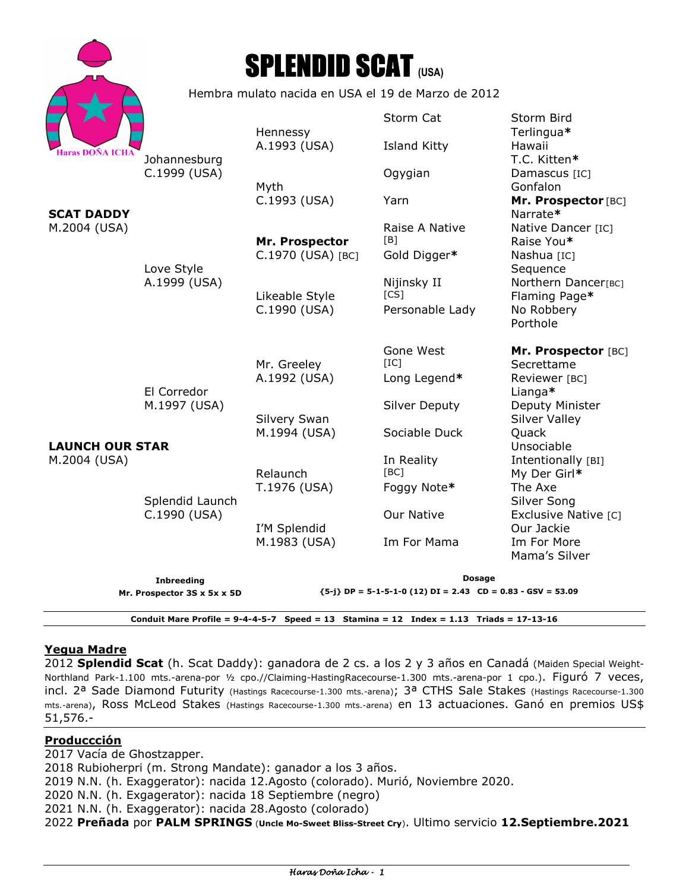# SPLENDID SCAT (USA)

Hembra mulato nacida en USA el 19 de Marzo de 2012

Haras DOÑA ICHA

| | | | | |
|---|---|---|---|---|
| **SCAT DADDY** M.2004 (USA) | Johannesburg C.1999 (USA) | Hennessy A.1993 (USA) | Storm Cat | Storm Bird |
| | | | | Terlingua* |
| | | | Island Kitty | Hawaii |
| | | | | T.C. Kitten* |
| | | Myth C.1993 (USA) | Ogygian | Damascus [IC] |
| | | | | Gonfalon |
| | | | Yarn | **Mr. Prospector** [BC] |
| | | | | Narrate* |
| | Love Style A.1999 (USA) | **Mr. Prospector** C.1970 (USA) [BC] | Raise A Native [B] | Native Dancer [IC] |
| | | | | Raise You* |
| | | | Gold Digger* | Nashua [IC] |
| | | | | Sequence |
| | | Likeable Style C.1990 (USA) | Nijinsky II [CS] | Northern Dancer[BC] |
| | | | | Flaming Page* |
| | | | Personable Lady | No Robbery |
| | | | | Porthole |
| **LAUNCH OUR STAR** M.2004 (USA) | El Corredor M.1997 (USA) | Mr. Greeley A.1992 (USA) | Gone West [IC] | **Mr. Prospector** [BC] |
| | | | | Secrettame |
| | | | Long Legend* | Reviewer [BC] |
| | | | | Lianga* |
| | | Silvery Swan M.1994 (USA) | Silver Deputy | Deputy Minister |
| | | | | Silver Valley |
| | | | Sociable Duck | Quack |
| | | | | Unsociable |
| | Splendid Launch C.1990 (USA) | Relaunch T.1976 (USA) | In Reality [BC] | Intentionally [BI] |
| | | | | My Der Girl* |
| | | | Foggy Note* | The Axe |
| | | | | Silver Song |
| | | I'M Splendid M.1983 (USA) | Our Native | Exclusive Native [C] |
| | | | | Our Jackie |
| | | | Im For Mama | Im For More |
| | | | | Mama's Silver |

**Inbreeding**
**Mr. Prospector 3S x 5x x 5D**

**Dosage**
**{5-j} DP = 5-1-5-1-0 (12) DI = 2.43 CD = 0.83 - GSV = 53.09**

**Conduit Mare Profile = 9-4-4-5-7 Speed = 13 Stamina = 12 Index = 1.13 Triads = 17-13-16**

## Yegua Madre

2012 **Splendid Scat** (h. Scat Daddy): ganadora de 2 cs. a los 2 y 3 años en Canadá (Maiden Special Weight-Northland Park-1.100 mts.-arena-por ½ cpo.//Claiming-HastingRacecourse-1.300 mts.-arena-por 1 cpo.). Figuró 7 veces, incl. 2ª Sade Diamond Futurity (Hastings Racecourse-1.300 mts.-arena); 3ª CTHS Sale Stakes (Hastings Racecourse-1.300 mts.-arena), Ross McLeod Stakes (Hastings Racecourse-1.300 mts.-arena) en 13 actuaciones. Ganó en premios US$ 51,576.-

## Produccción

2017 Vacía de Ghostzapper.
2018 Rubioherpri (m. Strong Mandate): ganador a los 3 años.
2019 N.N. (h. Exaggerator): nacida 12.Agosto (colorado). Murió, Noviembre 2020.
2020 N.N. (h. Exgagerator): nacida 18 Septiembre (negro)
2021 N.N. (h. Exaggerator): nacida 28.Agosto (colorado)
2022 **Preñada** por **PALM SPRINGS** (**Uncle Mo-Sweet Bliss-Street Cry**). Ultimo servicio **12.Septiembre.2021**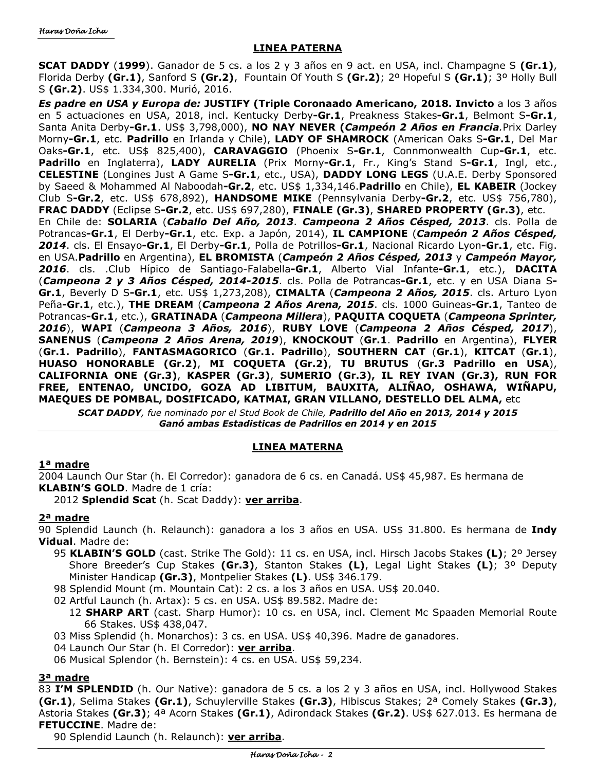## LINEA PATERNA

**SCAT DADDY** (**1999**). Ganador de 5 cs. a los 2 y 3 años en 9 act. en USA, incl. Champagne S **(Gr.1)**, Florida Derby **(Gr.1)**, Sanford S **(Gr.2)**, Fountain Of Youth S **(Gr.2)**; 2º Hopeful S **(Gr.1)**; 3º Holly Bull S **(Gr.2)**. US$ 1.334,300. Murió, 2016.

***Es padre en USA y Europa de:*** **JUSTIFY (Triple Coronoaado Americano, 2018. Invicto** a los 3 años en 5 actuaciones en USA, 2018, incl. Kentucky Derby**-Gr.1**, Preakness Stakes**-Gr.1**, Belmont S**-Gr.1**, Santa Anita Derby**-Gr.1**. US$ 3,798,000), **NO NAY NEVER (*Campeón 2 Años en Francia*.**Prix Darley Morny**-Gr.1**, etc. **Padrillo** en Irlanda y Chile), **LADY OF SHAMROCK** (American Oaks S**-Gr.1**, Del Mar Oaks**-Gr.1**, etc. US$ 825,400), **CARAVAGGIO** (Phoenix S**-Gr.1**, Connmonwealth Cup**-Gr.1**, etc. **Padrillo** en Inglaterra), **LADY AURELIA** (Prix Morny**-Gr.1**, Fr., King's Stand S**-Gr.1**, Ingl, etc., **CELESTINE** (Longines Just A Game S**-Gr.1**, etc., USA), **DADDY LONG LEGS** (U.A.E. Derby Sponsored by Saeed & Mohammed Al Naboodah**-Gr.2**, etc. US$ 1,334,146.**Padrillo** en Chile), **EL KABEIR** (Jockey Club S**-Gr.2**, etc. US$ 678,892), **HANDSOME MIKE** (Pennsylvania Derby**-Gr.2**, etc. US$ 756,780), **FRAC DADDY** (Eclipse S**-Gr.2**, etc. US$ 697,280), **FINALE (Gr.3)**, **SHARED PROPERTY (Gr.3)**, etc.

En Chile de: **SOLARIA** (***Caballo Del Año, 2013***. ***Campeona 2 Años Césped, 2013***. cls. Polla de Potrancas**-Gr.1**, El Derby**-Gr.1**, etc. Exp. a Japón, 2014), **IL CAMPIONE** (***Campeón 2 Años Césped, 2014***. cls. El Ensayo**-Gr.1**, El Derby**-Gr.1**, Polla de Potrillos**-Gr.1**, Nacional Ricardo Lyon**-Gr.1**, etc. Fig. en USA.**Padrillo** en Argentina), **EL BROMISTA** (***Campeón 2 Años Césped, 2013*** y ***Campeón Mayor, 2016***. cls. .Club Hípico de Santiago-Falabella**-Gr.1**, Alberto Vial Infante**-Gr.1**, etc.), **DACITA** (***Campeona 2 y 3 Años Césped, 2014-2015***. cls. Polla de Potrancas**-Gr.1**, etc. y en USA Diana S**-Gr.1**, Beverly D S**-Gr.1**, etc. US$ 1,273,208), **CIMALTA** (***Campeona 2 Años, 2015***. cls. Arturo Lyon Peña**-Gr.1**, etc.), **THE DREAM** (***Campeona 2 Años Arena, 2015***. cls. 1000 Guineas**-Gr.1**, Tanteo de Potrancas**-Gr.1**, etc.), **GRATINADA** (***Campeona Millera***), **PAQUITA COQUETA** (***Campeona Sprinter, 2016***), **WAPI** (***Campeona 3 Años, 2016***), **RUBY LOVE** (***Campeona 2 Años Césped, 2017***), **SANENUS** (***Campeona 2 Años Arena, 2019***), **KNOCKOUT** (**Gr.1**. **Padrillo** en Argentina), **FLYER** (**Gr.1. Padrillo**), **FANTASMAGORICO** (**Gr.1. Padrillo**), **SOUTHERN CAT** (**Gr.1**), **KITCAT** (**Gr.1**), **HUASO HONORABLE (Gr.2)**, **MI COQUETA (Gr.2)**, **TU BRUTUS** (**Gr.3 Padrillo en USA**), **CALIFORNIA ONE (Gr.3)**, **KASPER (Gr.3)**, **SUMERIO (Gr.3), IL REY IVAN (Gr.3), RUN FOR FREE, ENTENAO, UNCIDO, GOZA AD LIBITUM, BAUXITA, ALIÑAO, OSHAWA, WIÑAPU, MAEQUES DE POMBAL, DOSIFICADO, KATMAI, GRAN VILLANO, DESTELLO DEL ALMA,** etc

***SCAT DADDY**, fue nominado por el Stud Book de Chile, **Padrillo del Año en 2013, 2014 y 2015***
***Ganó ambas Estadisticas de Padrillos en 2014 y en 2015***

## LINEA MATERNA

### 1ª madre

2004 Launch Our Star (h. El Corredor): ganadora de 6 cs. en Canadá. US$ 45,987. Es hermana de **KLABIN'S GOLD**. Madre de 1 cría:

- 2012 **Splendid Scat** (h. Scat Daddy): **ver arriba**.

### 2ª madre

90 Splendid Launch (h. Relaunch): ganadora a los 3 años en USA. US$ 31.800. Es hermana de **Indy Vidual**. Madre de:

- 95 **KLABIN'S GOLD** (cast. Strike The Gold): 11 cs. en USA, incl. Hirsch Jacobs Stakes **(L)**; 2º Jersey Shore Breeder's Cup Stakes **(Gr.3)**, Stanton Stakes **(L)**, Legal Light Stakes **(L)**; 3º Deputy Minister Handicap **(Gr.3)**, Montpelier Stakes **(L)**. US$ 346.179.
- 98 Splendid Mount (m. Mountain Cat): 2 cs. a los 3 años en USA. US$ 20.040.
- 02 Artful Launch (h. Artax): 5 cs. en USA. US$ 89.582. Madre de:
  - 12 **SHARP ART** (cast. Sharp Humor): 10 cs. en USA, incl. Clement Mc Spaaden Memorial Route 66 Stakes. US$ 438,047.
- 03 Miss Splendid (h. Monarchos): 3 cs. en USA. US$ 40,396. Madre de ganadores.
- 04 Launch Our Star (h. El Corredor): **ver arriba**.
- 06 Musical Splendor (h. Bernstein): 4 cs. en USA. US$ 59,234.

### 3ª madre

83 **I'M SPLENDID** (h. Our Native): ganadora de 5 cs. a los 2 y 3 años en USA, incl. Hollywood Stakes **(Gr.1)**, Selima Stakes **(Gr.1)**, Schuylerville Stakes **(Gr.3)**, Hibiscus Stakes; 2ª Comely Stakes **(Gr.3)**, Astoria Stakes **(Gr.3)**; 4ª Acorn Stakes **(Gr.1)**, Adirondack Stakes **(Gr.2)**. US$ 627.013. Es hermana de **FETUCCINE**. Madre de:

- 90 Splendid Launch (h. Relaunch): **ver arriba**.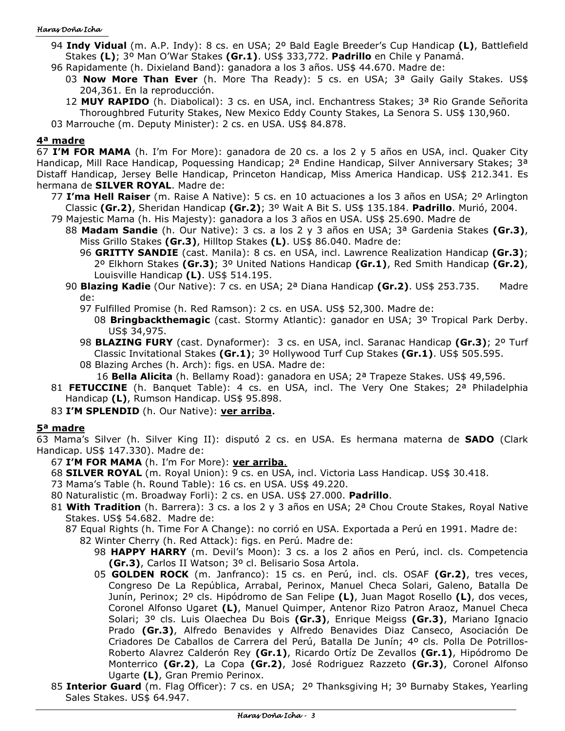94 **Indy Vidual** (m. A.P. Indy): 8 cs. en USA; 2º Bald Eagle Breeder's Cup Handicap **(L)**, Battlefield Stakes **(L)**; 3º Man O'War Stakes **(Gr.1)**. US$ 333,772. **Padrillo** en Chile y Panamá.

96 Rapidamente (h. Dixieland Band): ganadora a los 3 años. US$ 44.670. Madre de:

- 03 **Now More Than Ever** (h. More Tha Ready): 5 cs. en USA; 3ª Gaily Gaily Stakes. US$ 204,361. En la reproducción.
- 12 **MUY RAPIDO** (h. Diabolical): 3 cs. en USA, incl. Enchantress Stakes; 3ª Rio Grande Señorita Thoroughbred Futurity Stakes, New Mexico Eddy County Stakes, La Senora S. US$ 130,960.

03 Marrouche (m. Deputy Minister): 2 cs. en USA. US$ 84.878.

## 4ª madre

67 **I'M FOR MAMA** (h. I'm For More): ganadora de 20 cs. a los 2 y 5 años en USA, incl. Quaker City Handicap, Mill Race Handicap, Poquessing Handicap; 2ª Endine Handicap, Silver Anniversary Stakes; 3ª Distaff Handicap, Jersey Belle Handicap, Princeton Handicap, Miss America Handicap. US$ 212.341. Es hermana de **SILVER ROYAL**. Madre de:

- 77 **I'ma Hell Raiser** (m. Raise A Native): 5 cs. en 10 actuaciones a los 3 años en USA; 2º Arlington Classic **(Gr.2)**, Sheridan Handicap **(Gr.2)**; 3º Wait A Bit S. US$ 135.184. **Padrillo**. Murió, 2004.
- 79 Majestic Mama (h. His Majesty): ganadora a los 3 años en USA. US$ 25.690. Madre de
  - 88 **Madam Sandie** (h. Our Native): 3 cs. a los 2 y 3 años en USA; 3ª Gardenia Stakes **(Gr.3)**, Miss Grillo Stakes **(Gr.3)**, Hilltop Stakes **(L)**. US$ 86.040. Madre de:
    - 96 **GRITTY SANDIE** (cast. Manila): 8 cs. en USA, incl. Lawrence Realization Handicap **(Gr.3)**; 2º Elkhorn Stakes **(Gr.3)**; 3º United Nations Handicap **(Gr.1)**, Red Smith Handicap **(Gr.2)**, Louisville Handicap **(L)**. US$ 514.195.
  - 90 **Blazing Kadie** (Our Native): 7 cs. en USA; 2ª Diana Handicap **(Gr.2)**. US$ 253.735. Madre de:
    - 97 Fulfilled Promise (h. Red Ramson): 2 cs. en USA. US$ 52,300. Madre de:
      - 08 **Bringbackthemagic** (cast. Stormy Atlantic): ganador en USA; 3º Tropical Park Derby. US$ 34,975.
    - 98 **BLAZING FURY** (cast. Dynaformer): 3 cs. en USA, incl. Saranac Handicap **(Gr.3)**; 2º Turf Classic Invitational Stakes **(Gr.1)**; 3º Hollywood Turf Cup Stakes **(Gr.1)**. US$ 505.595.
    - 08 Blazing Arches (h. Arch): figs. en USA. Madre de:
      - 16 **Bella Alicita** (h. Bellamy Road): ganadora en USA; 2ª Trapeze Stakes. US$ 49,596.
- 81 **FETUCCINE** (h. Banquet Table): 4 cs. en USA, incl. The Very One Stakes; 2ª Philadelphia Handicap **(L)**, Rumson Handicap. US$ 95.898.
- 83 **I'M SPLENDID** (h. Our Native): **ver arriba**.

## 5ª madre

63 Mama's Silver (h. Silver King II): disputó 2 cs. en USA. Es hermana materna de **SADO** (Clark Handicap. US$ 147.330). Madre de:

- 67 **I'M FOR MAMA** (h. I'm For More): **ver arriba**.
- 68 **SILVER ROYAL** (m. Royal Union): 9 cs. en USA, incl. Victoria Lass Handicap. US$ 30.418.
- 73 Mama's Table (h. Round Table): 16 cs. en USA. US$ 49.220.
- 80 Naturalistic (m. Broadway Forli): 2 cs. en USA. US$ 27.000. **Padrillo**.
- 81 **With Tradition** (h. Barrera): 3 cs. a los 2 y 3 años en USA; 2ª Chou Croute Stakes, Royal Native Stakes. US$ 54.682. Madre de:
  - 87 Equal Rights (h. Time For A Change): no corrió en USA. Exportada a Perú en 1991. Madre de:
    - 82 Winter Cherry (h. Red Attack): figs. en Perú. Madre de:
      - 98 **HAPPY HARRY** (m. Devil's Moon): 3 cs. a los 2 años en Perú, incl. cls. Competencia **(Gr.3)**, Carlos II Watson; 3º cl. Belisario Sosa Artola.
      - 05 **GOLDEN ROCK** (m. Janfranco): 15 cs. en Perú, incl. cls. OSAF **(Gr.2)**, tres veces, Congreso De La República, Arrabal, Perinox, Manuel Checa Solari, Galeno, Batalla De Junín, Perinox; 2º cls. Hipódromo de San Felipe **(L)**, Juan Magot Rosello **(L)**, dos veces, Coronel Alfonso Ugaret **(L)**, Manuel Quimper, Antenor Rizo Patron Araoz, Manuel Checa Solari; 3º cls. Luis Olaechea Du Bois **(Gr.3)**, Enrique Meigss **(Gr.3)**, Mariano Ignacio Prado **(Gr.3)**, Alfredo Benavides y Alfredo Benavides Diaz Canseco, Asociación De Criadores De Caballos de Carrera del Perú, Batalla De Junín; 4º cls. Polla De Potrillos-Roberto Alavrez Calderón Rey **(Gr.1)**, Ricardo Ortíz De Zevallos **(Gr.1)**, Hipódromo De Monterrico **(Gr.2)**, La Copa **(Gr.2)**, José Rodriguez Razzeto **(Gr.3)**, Coronel Alfonso Ugarte **(L)**, Gran Premio Perinox.
- 85 **Interior Guard** (m. Flag Officer): 7 cs. en USA; 2º Thanksgiving H; 3º Burnaby Stakes, Yearling Sales Stakes. US$ 64.947.